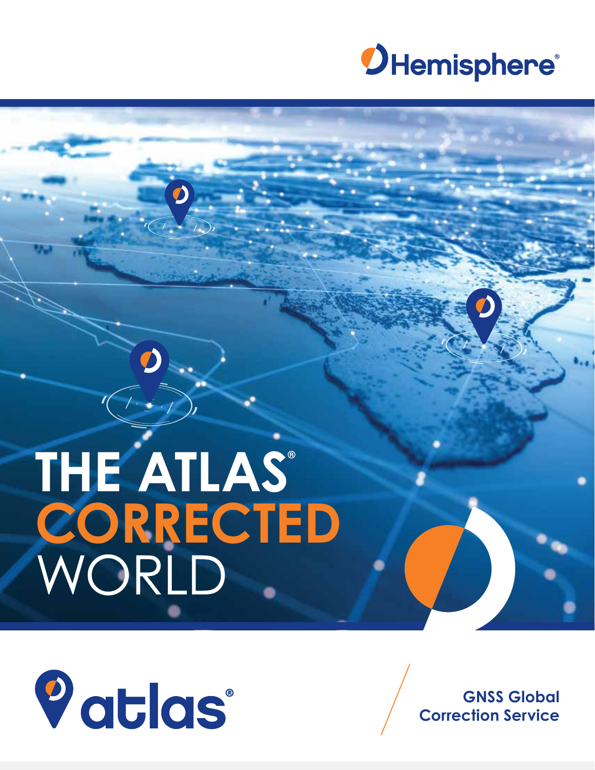Hemisphere®

# THE ATLAS® CORRECTED WORLD

atlas®

GNSS Global Correction Service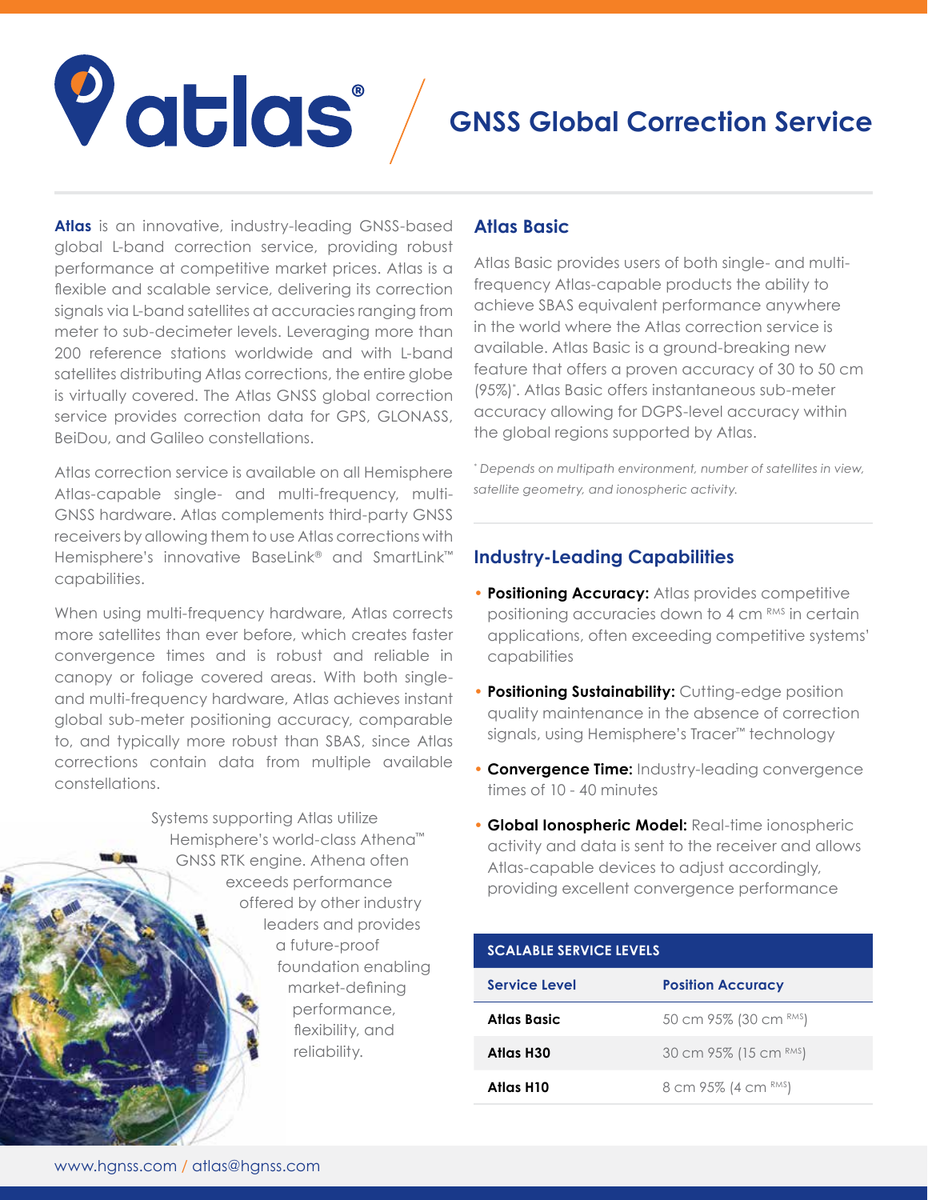# atlas® GNSS Global Correction Service

**Atlas** is an innovative, industry-leading GNSS-based global L-band correction service, providing robust performance at competitive market prices. Atlas is a flexible and scalable service, delivering its correction signals via L-band satellites at accuracies ranging from meter to sub-decimeter levels. Leveraging more than 200 reference stations worldwide and with L-band satellites distributing Atlas corrections, the entire globe is virtually covered. The Atlas GNSS global correction service provides correction data for GPS, GLONASS, BeiDou, and Galileo constellations.

Atlas correction service is available on all Hemisphere Atlas-capable single- and multi-frequency, multi-GNSS hardware. Atlas complements third-party GNSS receivers by allowing them to use Atlas corrections with Hemisphere's innovative BaseLink® and SmartLink™ capabilities.

When using multi-frequency hardware, Atlas corrects more satellites than ever before, which creates faster convergence times and is robust and reliable in canopy or foliage covered areas. With both single- and multi-frequency hardware, Atlas achieves instant global sub-meter positioning accuracy, comparable to, and typically more robust than SBAS, since Atlas corrections contain data from multiple available constellations.

Systems supporting Atlas utilize Hemisphere's world-class Athena™ GNSS RTK engine. Athena often exceeds performance offered by other industry leaders and provides a future-proof foundation enabling market-defining performance, flexibility, and reliability.

## Atlas Basic

Atlas Basic provides users of both single- and multi-frequency Atlas-capable products the ability to achieve SBAS equivalent performance anywhere in the world where the Atlas correction service is available. Atlas Basic is a ground-breaking new feature that offers a proven accuracy of 30 to 50 cm (95%)*. Atlas Basic offers instantaneous sub-meter accuracy allowing for DGPS-level accuracy within the global regions supported by Atlas.

*\* Depends on multipath environment, number of satellites in view, satellite geometry, and ionospheric activity.*

## Industry-Leading Capabilities

- **Positioning Accuracy:** Atlas provides competitive positioning accuracies down to 4 cm RMS in certain applications, often exceeding competitive systems' capabilities
- **Positioning Sustainability:** Cutting-edge position quality maintenance in the absence of correction signals, using Hemisphere's Tracer™ technology
- **Convergence Time:** Industry-leading convergence times of 10 - 40 minutes
- **Global Ionospheric Model:** Real-time ionospheric activity and data is sent to the receiver and allows Atlas-capable devices to adjust accordingly, providing excellent convergence performance

**SCALABLE SERVICE LEVELS**

| Service Level | Position Accuracy |
|---|---|
| **Atlas Basic** | 50 cm 95% (30 cm RMS) |
| **Atlas H30** | 30 cm 95% (15 cm RMS) |
| **Atlas H10** | 8 cm 95% (4 cm RMS) |

www.hgnss.com / atlas@hgnss.com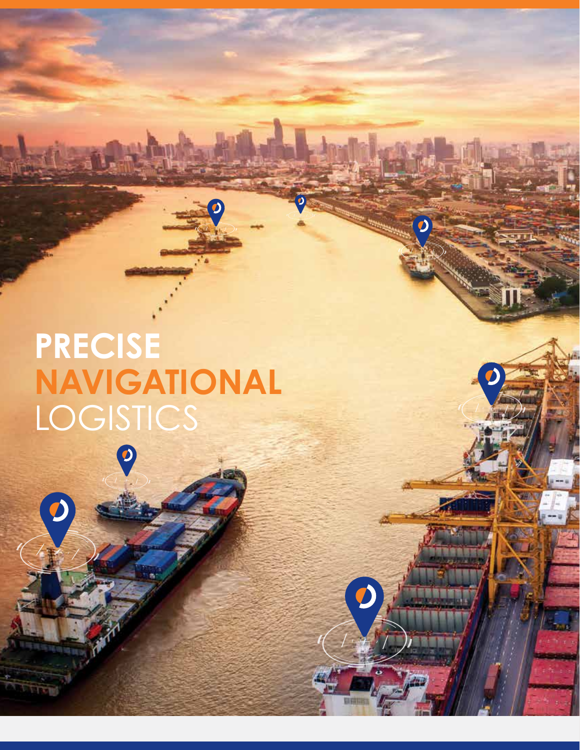# PRECISE NAVIGATIONAL LOGISTICS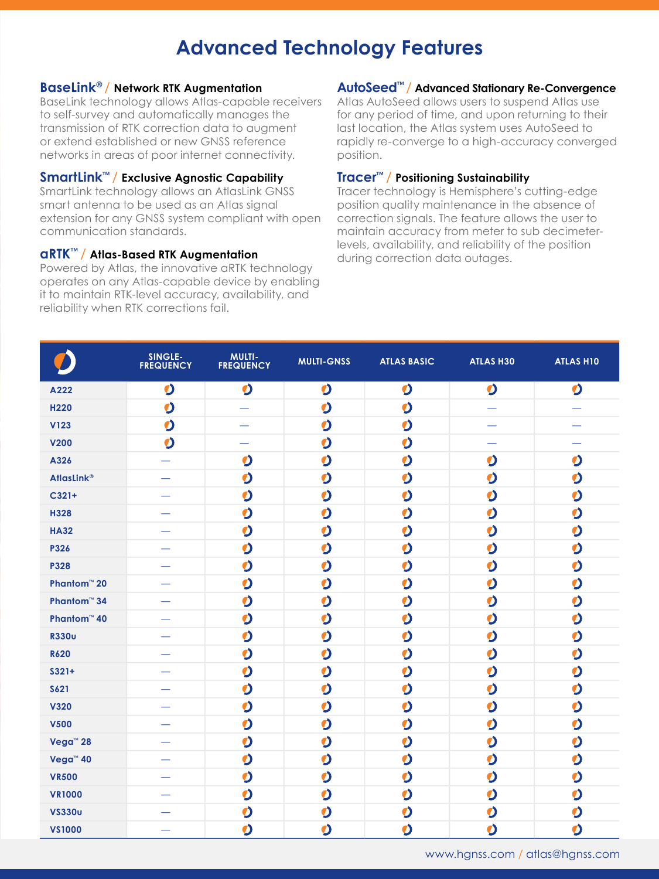# Advanced Technology Features

## BaseLink® / Network RTK Augmentation

BaseLink technology allows Atlas-capable receivers to self-survey and automatically manages the transmission of RTK correction data to augment or extend established or new GNSS reference networks in areas of poor internet connectivity.

## SmartLink™ / Exclusive Agnostic Capability

SmartLink technology allows an AtlasLink GNSS smart antenna to be used as an Atlas signal extension for any GNSS system compliant with open communication standards.

## aRTK™ / Atlas-Based RTK Augmentation

Powered by Atlas, the innovative aRTK technology operates on any Atlas-capable device by enabling it to maintain RTK-level accuracy, availability, and reliability when RTK corrections fail.

## AutoSeed™ / Advanced Stationary Re-Convergence

Atlas AutoSeed allows users to suspend Atlas use for any period of time, and upon returning to their last location, the Atlas system uses AutoSeed to rapidly re-converge to a high-accuracy converged position.

## Tracer™ / Positioning Sustainability

Tracer technology is Hemisphere's cutting-edge position quality maintenance in the absence of correction signals. The feature allows the user to maintain accuracy from meter to sub decimeter-levels, availability, and reliability of the position during correction data outages.

| | SINGLE-FREQUENCY | MULTI-FREQUENCY | MULTI-GNSS | ATLAS BASIC | ATLAS H30 | ATLAS H10 |
|---|---|---|---|---|---|---|
| A222 | ● | ● | ● | ● | ● | ● |
| H220 | ● | — | ● | ● | — | — |
| V123 | ● | — | ● | ● | — | — |
| V200 | ● | — | ● | ● | — | — |
| A326 | — | ● | ● | ● | ● | ● |
| AtlasLink® | — | ● | ● | ● | ● | ● |
| C321+ | — | ● | ● | ● | ● | ● |
| H328 | — | ● | ● | ● | ● | ● |
| HA32 | — | ● | ● | ● | ● | ● |
| P326 | — | ● | ● | ● | ● | ● |
| P328 | — | ● | ● | ● | ● | ● |
| Phantom™ 20 | — | ● | ● | ● | ● | ● |
| Phantom™ 34 | — | ● | ● | ● | ● | ● |
| Phantom™ 40 | — | ● | ● | ● | ● | ● |
| R330u | — | ● | ● | ● | ● | ● |
| R620 | — | ● | ● | ● | ● | ● |
| S321+ | — | ● | ● | ● | ● | ● |
| S621 | — | ● | ● | ● | ● | ● |
| V320 | — | ● | ● | ● | ● | ● |
| V500 | — | ● | ● | ● | ● | ● |
| Vega™ 28 | — | ● | ● | ● | ● | ● |
| Vega™ 40 | — | ● | ● | ● | ● | ● |
| VR500 | — | ● | ● | ● | ● | ● |
| VR1000 | — | ● | ● | ● | ● | ● |
| VS330u | — | ● | ● | ● | ● | ● |
| VS1000 | — | ● | ● | ● | ● | ● |

www.hgnss.com / atlas@hgnss.com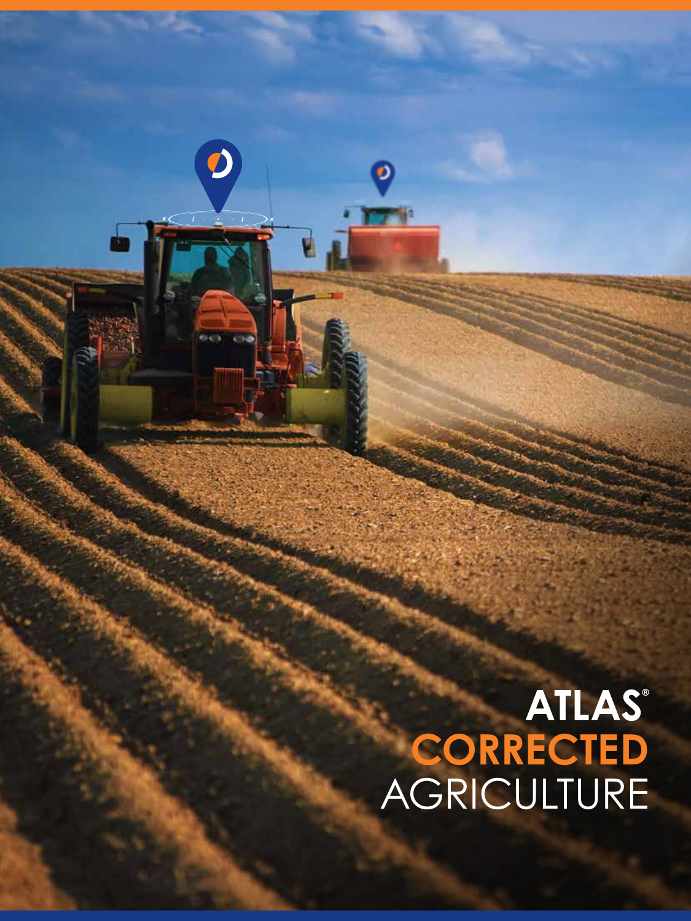# ATLAS®

# CORRECTED

# AGRICULTURE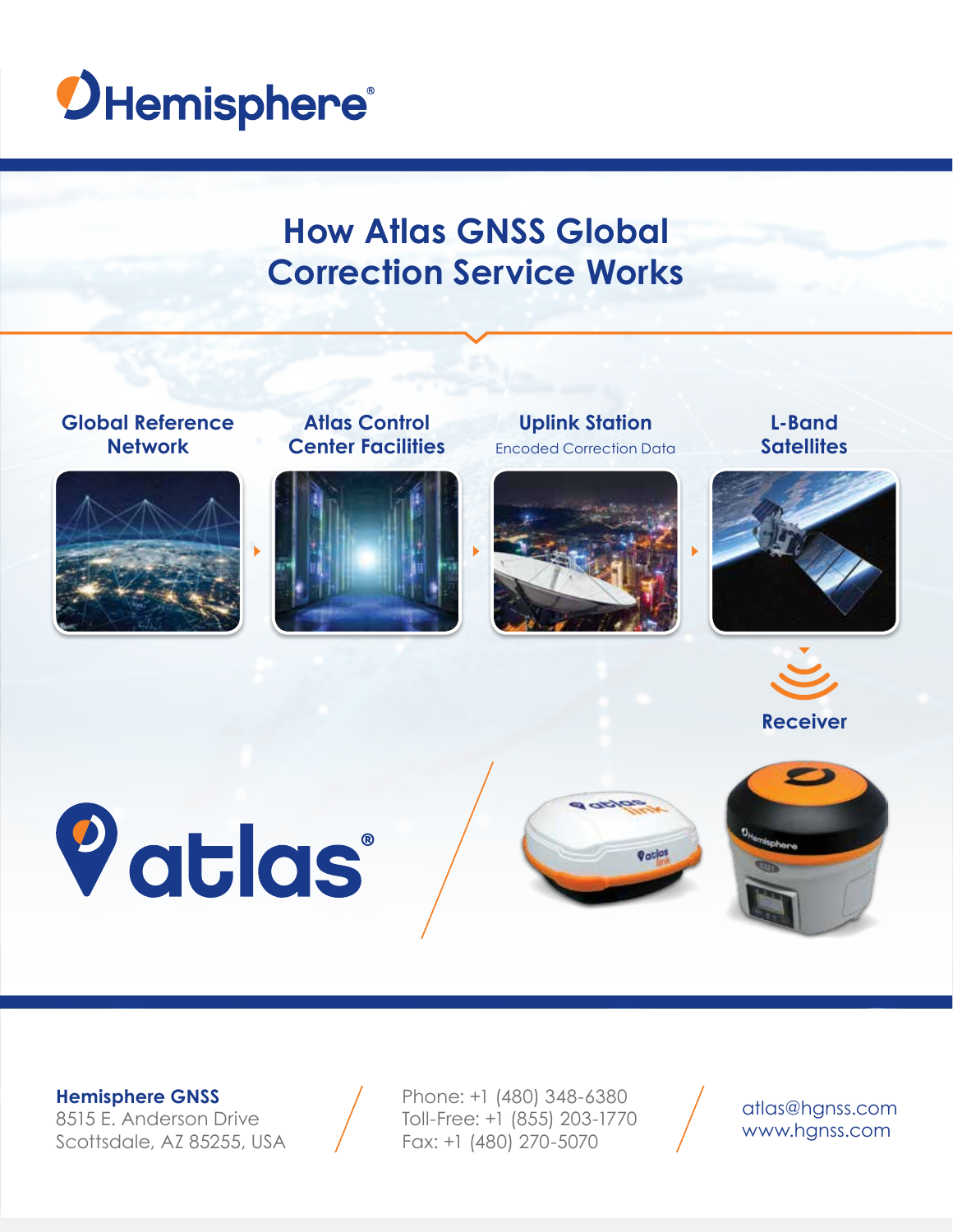# How Atlas GNSS Global Correction Service Works

**Global Reference Network**

**Atlas Control Center Facilities**

**Uplink Station**
Encoded Correction Data

**L-Band Satellites**

**Receiver**

**Hemisphere GNSS**
8515 E. Anderson Drive
Scottsdale, AZ 85255, USA

Phone: +1 (480) 348-6380
Toll-Free: +1 (855) 203-1770
Fax: +1 (480) 270-5070

atlas@hgnss.com
www.hgnss.com